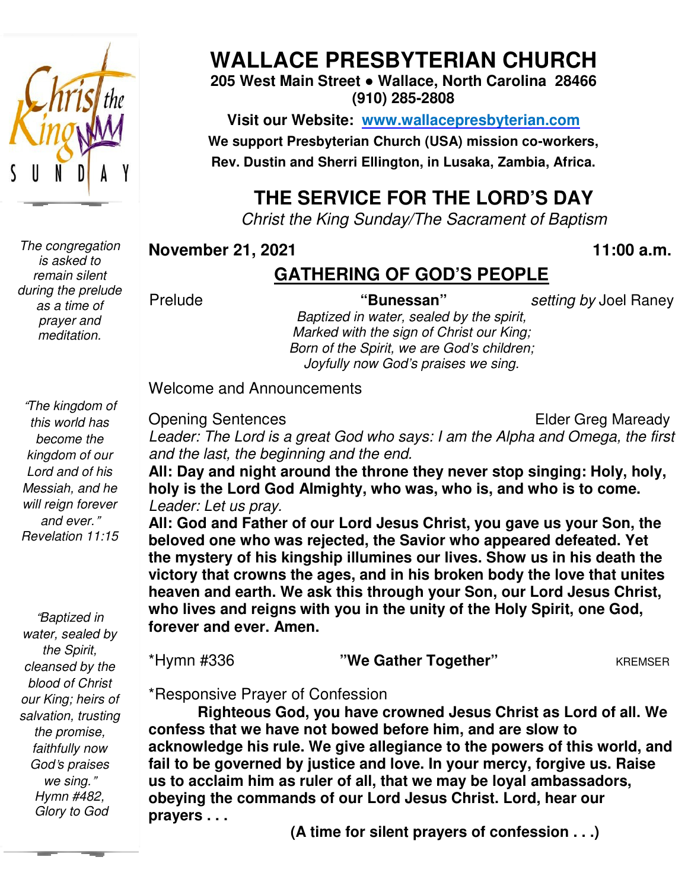# WALLACE PRESBYTERIAN CHURCH

**205 West Main Street • Wallace, North Carolina 28466**
**(910) 285-2808**

**Visit our Website: [www.wallacepresbyterian.com](http://www.wallacepresbyterian.com)**

**We support Presbyterian Church (USA) mission co-workers, Rev. Dustin and Sherri Ellington, in Lusaka, Zambia, Africa.**

## THE SERVICE FOR THE LORD'S DAY

*Christ the King Sunday/The Sacrament of Baptism*

**November 21, 2021** **11:00 a.m.**

## GATHERING OF GOD'S PEOPLE

*The congregation is asked to remain silent during the prelude as a time of prayer and meditation.*

Prelude **"Bunessan"** *setting by* Joel Raney

*Baptized in water, sealed by the spirit,*
*Marked with the sign of Christ our King;*
*Born of the Spirit, we are God's children;*
*Joyfully now God's praises we sing.*

Welcome and Announcements

*"The kingdom of this world has become the kingdom of our Lord and of his Messiah, and he will reign forever and ever." Revelation 11:15*

Opening Sentences Elder Greg Maready

*Leader: The Lord is a great God who says: I am the Alpha and Omega, the first and the last, the beginning and the end.*

**All: Day and night around the throne they never stop singing: Holy, holy, holy is the Lord God Almighty, who was, who is, and who is to come.**

*Leader: Let us pray.*

**All: God and Father of our Lord Jesus Christ, you gave us your Son, the beloved one who was rejected, the Savior who appeared defeated. Yet the mystery of his kingship illumines our lives. Show us in his death the victory that crowns the ages, and in his broken body the love that unites heaven and earth. We ask this through your Son, our Lord Jesus Christ, who lives and reigns with you in the unity of the Holy Spirit, one God, forever and ever. Amen.**

*"Baptized in water, sealed by the Spirit, cleansed by the blood of Christ our King; heirs of salvation, trusting the promise, faithfully now God's praises we sing." Hymn #482, Glory to God*

*Hymn #336 **"We Gather Together"** KREMSER

*Responsive Prayer of Confession

**Righteous God, you have crowned Jesus Christ as Lord of all. We confess that we have not bowed before him, and are slow to acknowledge his rule. We give allegiance to the powers of this world, and fail to be governed by justice and love. In your mercy, forgive us. Raise us to acclaim him as ruler of all, that we may be loyal ambassadors, obeying the commands of our Lord Jesus Christ. Lord, hear our prayers . . .**

**(A time for silent prayers of confession . . .)**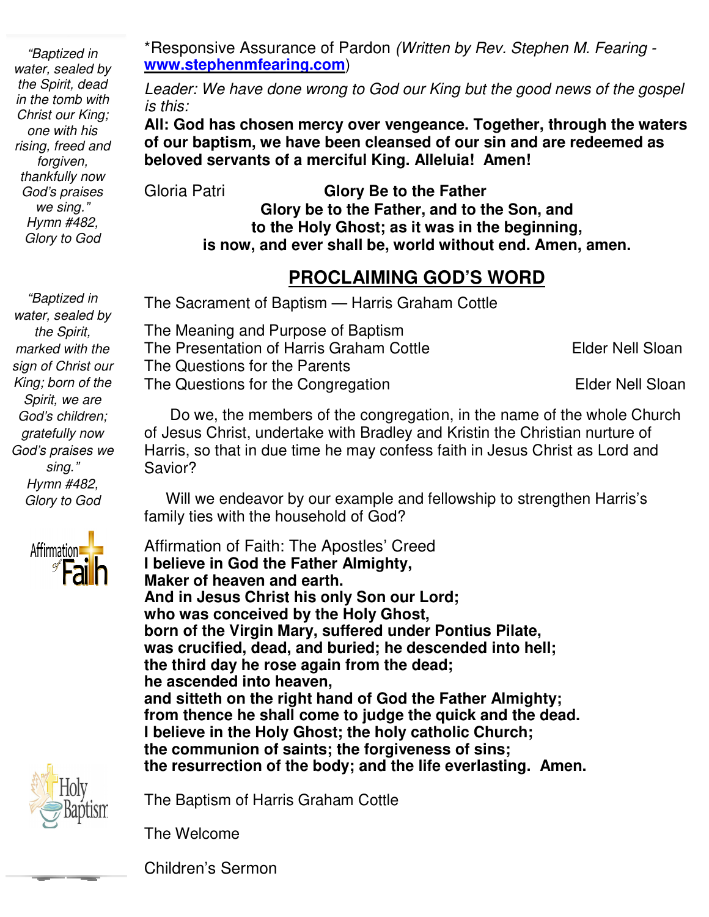*"Baptized in water, sealed by the Spirit, dead in the tomb with Christ our King; one with his rising, freed and forgiven, thankfully now God's praises we sing."*
Hymn #482, Glory to God

*Responsive Assurance of Pardon *(Written by Rev. Stephen M. Fearing - **www.stephenmfearing.com**)*

*Leader: We have done wrong to God our King but the good news of the gospel is this:*

**All: God has chosen mercy over vengeance. Together, through the waters of our baptism, we have been cleansed of our sin and are redeemed as beloved servants of a merciful King. Alleluia! Amen!**

Gloria Patri **Glory Be to the Father**

**Glory be to the Father, and to the Son, and**
**to the Holy Ghost; as it was in the beginning,**
**is now, and ever shall be, world without end. Amen, amen.**

## PROCLAIMING GOD'S WORD

*"Baptized in water, sealed by the Spirit, marked with the sign of Christ our King; born of the Spirit, we are God's children; gratefully now God's praises we sing."*
Hymn #482, Glory to God

The Sacrament of Baptism — Harris Graham Cottle

The Meaning and Purpose of Baptism
The Presentation of Harris Graham Cottle — Elder Nell Sloan
The Questions for the Parents
The Questions for the Congregation — Elder Nell Sloan

Do we, the members of the congregation, in the name of the whole Church of Jesus Christ, undertake with Bradley and Kristin the Christian nurture of Harris, so that in due time he may confess faith in Jesus Christ as Lord and Savior?

Will we endeavor by our example and fellowship to strengthen Harris's family ties with the household of God?

Affirmation of Faith: The Apostles' Creed
**I believe in God the Father Almighty,**
**Maker of heaven and earth.**
**And in Jesus Christ his only Son our Lord;**
**who was conceived by the Holy Ghost,**
**born of the Virgin Mary, suffered under Pontius Pilate,**
**was crucified, dead, and buried; he descended into hell;**
**the third day he rose again from the dead;**
**he ascended into heaven,**
**and sitteth on the right hand of God the Father Almighty;**
**from thence he shall come to judge the quick and the dead.**
**I believe in the Holy Ghost; the holy catholic Church;**
**the communion of saints; the forgiveness of sins;**
**the resurrection of the body; and the life everlasting. Amen.**

The Baptism of Harris Graham Cottle

The Welcome

Children's Sermon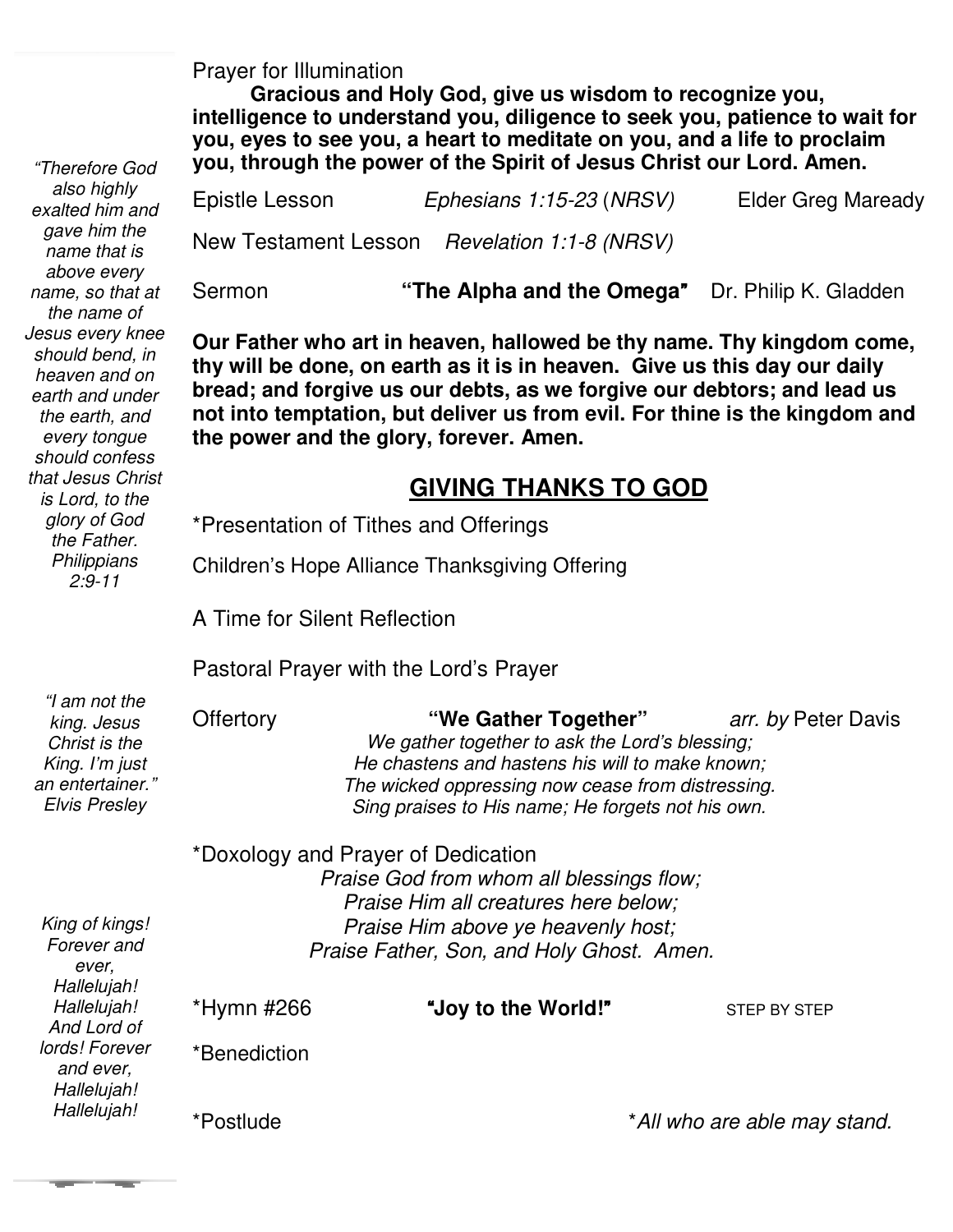Prayer for Illumination

**Gracious and Holy God, give us wisdom to recognize you, intelligence to understand you, diligence to seek you, patience to wait for you, eyes to see you, a heart to meditate on you, and a life to proclaim you, through the power of the Spirit of Jesus Christ our Lord. Amen.**

Epistle Lesson *Ephesians 1:15-23* (*NRSV*) Elder Greg Maready

New Testament Lesson *Revelation 1:1-8 (NRSV)*

Sermon **"The Alpha and the Omega"** Dr. Philip K. Gladden

**Our Father who art in heaven, hallowed be thy name. Thy kingdom come, thy will be done, on earth as it is in heaven. Give us this day our daily bread; and forgive us our debts, as we forgive our debtors; and lead us not into temptation, but deliver us from evil. For thine is the kingdom and the power and the glory, forever. Amen.**

## GIVING THANKS TO GOD

*Presentation of Tithes and Offerings

Children's Hope Alliance Thanksgiving Offering

A Time for Silent Reflection

Pastoral Prayer with the Lord's Prayer

Offertory **"We Gather Together"** *arr. by* Peter Davis

*We gather together to ask the Lord's blessing;*
*He chastens and hastens his will to make known;*
*The wicked oppressing now cease from distressing.*
*Sing praises to His name; He forgets not his own.*

*Doxology and Prayer of Dedication

*Praise God from whom all blessings flow;*
*Praise Him all creatures here below;*
*Praise Him above ye heavenly host;*
*Praise Father, Son, and Holy Ghost. Amen.*

*Hymn #266 **"Joy to the World!"** STEP BY STEP

*Benediction

*Postlude

**All who are able may stand.*

*"Therefore God also highly exalted him and gave him the name that is above every name, so that at the name of Jesus every knee should bend, in heaven and on earth and under the earth, and every tongue should confess that Jesus Christ is Lord, to the glory of God the Father. Philippians 2:9-11*

*"I am not the king. Jesus Christ is the King. I'm just an entertainer." Elvis Presley*

*King of kings! Forever and ever, Hallelujah! Hallelujah! And Lord of lords! Forever and ever, Hallelujah! Hallelujah!*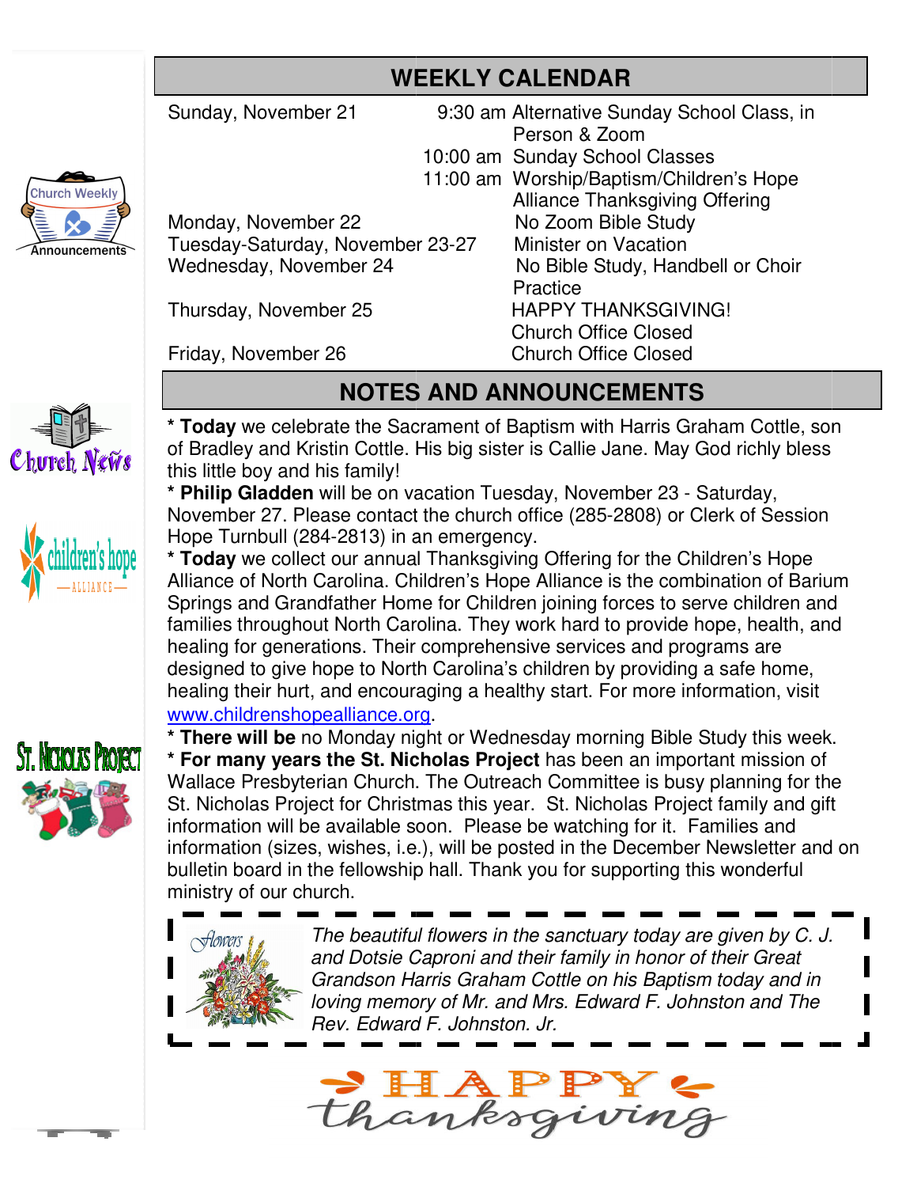## WEEKLY CALENDAR

| | | |
|---|---|---|
| Sunday, November 21 | 9:30 am | Alternative Sunday School Class, in Person & Zoom |
| | 10:00 am | Sunday School Classes |
| | 11:00 am | Worship/Baptism/Children's Hope Alliance Thanksgiving Offering |
| Monday, November 22 | | No Zoom Bible Study |
| Tuesday-Saturday, November 23-27 | | Minister on Vacation |
| Wednesday, November 24 | | No Bible Study, Handbell or Choir Practice |
| Thursday, November 25 | | HAPPY THANKSGIVING! Church Office Closed |
| Friday, November 26 | | Church Office Closed |

## NOTES AND ANNOUNCEMENTS

* **Today** we celebrate the Sacrament of Baptism with Harris Graham Cottle, son of Bradley and Kristin Cottle. His big sister is Callie Jane. May God richly bless this little boy and his family!

* **Philip Gladden** will be on vacation Tuesday, November 23 - Saturday, November 27. Please contact the church office (285-2808) or Clerk of Session Hope Turnbull (284-2813) in an emergency.

* **Today** we collect our annual Thanksgiving Offering for the Children's Hope Alliance of North Carolina. Children's Hope Alliance is the combination of Barium Springs and Grandfather Home for Children joining forces to serve children and families throughout North Carolina. They work hard to provide hope, health, and healing for generations. Their comprehensive services and programs are designed to give hope to North Carolina's children by providing a safe home, healing their hurt, and encouraging a healthy start. For more information, visit www.childrenshopealliance.org.

* **There will be** no Monday night or Wednesday morning Bible Study this week.

* **For many years the St. Nicholas Project** has been an important mission of Wallace Presbyterian Church. The Outreach Committee is busy planning for the St. Nicholas Project for Christmas this year. St. Nicholas Project family and gift information will be available soon. Please be watching for it. Families and information (sizes, wishes, i.e.), will be posted in the December Newsletter and on bulletin board in the fellowship hall. Thank you for supporting this wonderful ministry of our church.

*The beautiful flowers in the sanctuary today are given by C. J. and Dotsie Caproni and their family in honor of their Great Grandson Harris Graham Cottle on his Baptism today and in loving memory of Mr. and Mrs. Edward F. Johnston and The Rev. Edward F. Johnston. Jr.*

HAPPY thanksgiving